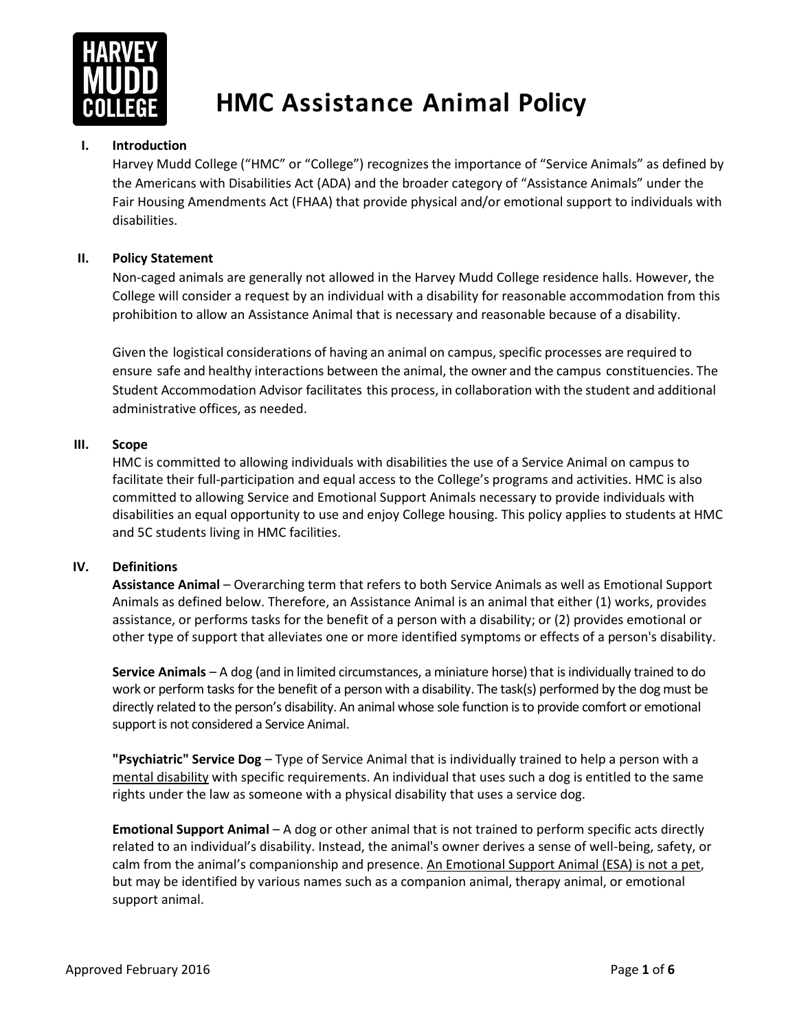# HMC Assistance Animal Policy

## I. Introduction

Harvey Mudd College ("HMC" or "College") recognizes the importance of "Service Animals" as defined by the Americans with Disabilities Act (ADA) and the broader category of "Assistance Animals" under the Fair Housing Amendments Act (FHAA) that provide physical and/or emotional support to individuals with disabilities.

## II. Policy Statement

Non-caged animals are generally not allowed in the Harvey Mudd College residence halls. However, the College will consider a request by an individual with a disability for reasonable accommodation from this prohibition to allow an Assistance Animal that is necessary and reasonable because of a disability.

Given the logistical considerations of having an animal on campus, specific processes are required to ensure safe and healthy interactions between the animal, the owner and the campus constituencies. The Student Accommodation Advisor facilitates this process, in collaboration with the student and additional administrative offices, as needed.

## III. Scope

HMC is committed to allowing individuals with disabilities the use of a Service Animal on campus to facilitate their full-participation and equal access to the College's programs and activities. HMC is also committed to allowing Service and Emotional Support Animals necessary to provide individuals with disabilities an equal opportunity to use and enjoy College housing. This policy applies to students at HMC and 5C students living in HMC facilities.

## IV. Definitions

**Assistance Animal** – Overarching term that refers to both Service Animals as well as Emotional Support Animals as defined below. Therefore, an Assistance Animal is an animal that either (1) works, provides assistance, or performs tasks for the benefit of a person with a disability; or (2) provides emotional or other type of support that alleviates one or more identified symptoms or effects of a person's disability.

**Service Animals** – A dog (and in limited circumstances, a miniature horse) that is individually trained to do work or perform tasks for the benefit of a person with a disability. The task(s) performed by the dog must be directly related to the person's disability. An animal whose sole function is to provide comfort or emotional support is not considered a Service Animal.

**"Psychiatric" Service Dog** – Type of Service Animal that is individually trained to help a person with a mental disability with specific requirements. An individual that uses such a dog is entitled to the same rights under the law as someone with a physical disability that uses a service dog.

**Emotional Support Animal** – A dog or other animal that is not trained to perform specific acts directly related to an individual's disability. Instead, the animal's owner derives a sense of well-being, safety, or calm from the animal's companionship and presence. An Emotional Support Animal (ESA) is not a pet, but may be identified by various names such as a companion animal, therapy animal, or emotional support animal.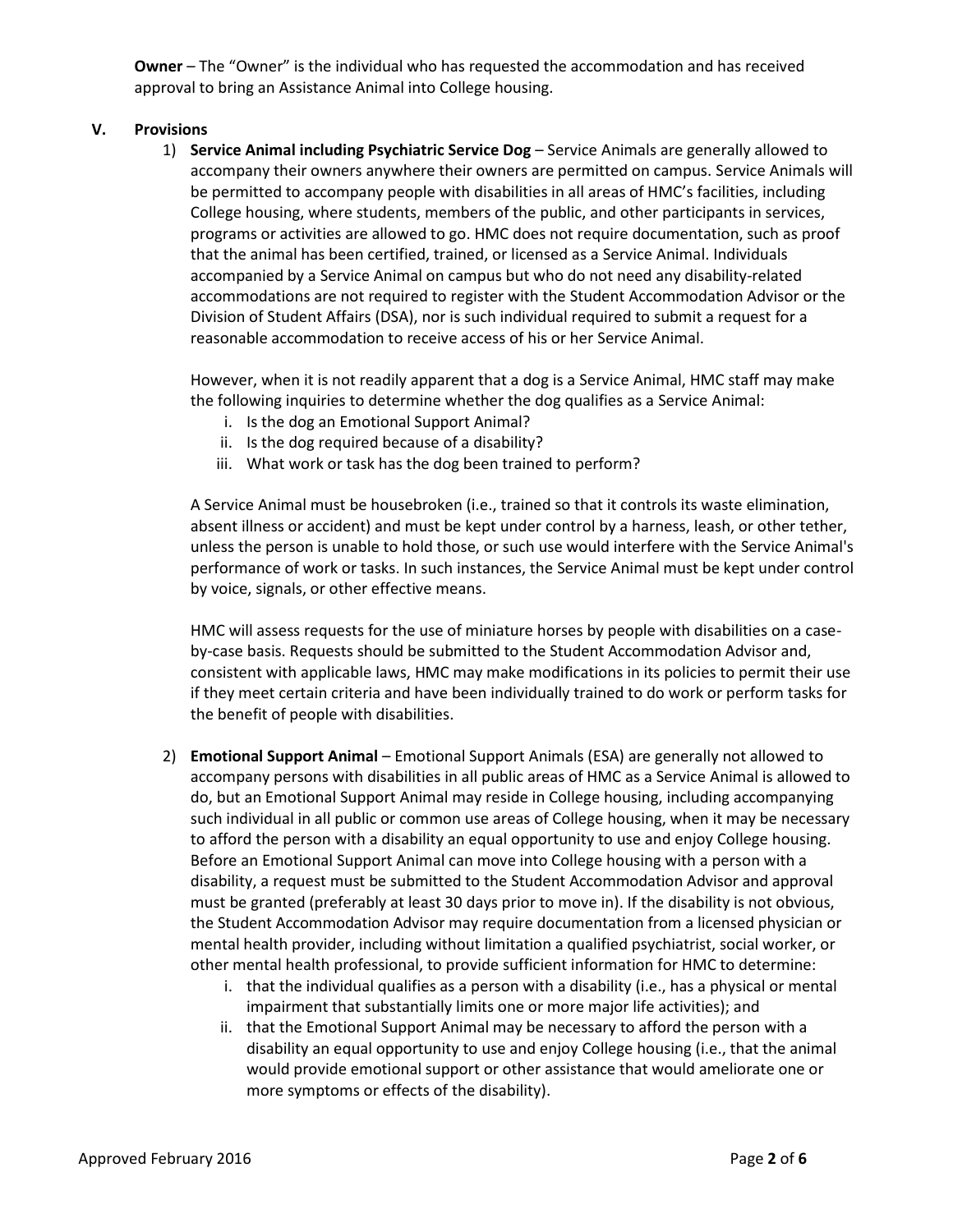**Owner** – The "Owner" is the individual who has requested the accommodation and has received approval to bring an Assistance Animal into College housing.

## V. Provisions

1) **Service Animal including Psychiatric Service Dog** – Service Animals are generally allowed to accompany their owners anywhere their owners are permitted on campus. Service Animals will be permitted to accompany people with disabilities in all areas of HMC's facilities, including College housing, where students, members of the public, and other participants in services, programs or activities are allowed to go. HMC does not require documentation, such as proof that the animal has been certified, trained, or licensed as a Service Animal. Individuals accompanied by a Service Animal on campus but who do not need any disability-related accommodations are not required to register with the Student Accommodation Advisor or the Division of Student Affairs (DSA), nor is such individual required to submit a request for a reasonable accommodation to receive access of his or her Service Animal.

   However, when it is not readily apparent that a dog is a Service Animal, HMC staff may make the following inquiries to determine whether the dog qualifies as a Service Animal:

   i. Is the dog an Emotional Support Animal?
   ii. Is the dog required because of a disability?
   iii. What work or task has the dog been trained to perform?

   A Service Animal must be housebroken (i.e., trained so that it controls its waste elimination, absent illness or accident) and must be kept under control by a harness, leash, or other tether, unless the person is unable to hold those, or such use would interfere with the Service Animal's performance of work or tasks. In such instances, the Service Animal must be kept under control by voice, signals, or other effective means.

   HMC will assess requests for the use of miniature horses by people with disabilities on a case-by-case basis. Requests should be submitted to the Student Accommodation Advisor and, consistent with applicable laws, HMC may make modifications in its policies to permit their use if they meet certain criteria and have been individually trained to do work or perform tasks for the benefit of people with disabilities.

2) **Emotional Support Animal** – Emotional Support Animals (ESA) are generally not allowed to accompany persons with disabilities in all public areas of HMC as a Service Animal is allowed to do, but an Emotional Support Animal may reside in College housing, including accompanying such individual in all public or common use areas of College housing, when it may be necessary to afford the person with a disability an equal opportunity to use and enjoy College housing. Before an Emotional Support Animal can move into College housing with a person with a disability, a request must be submitted to the Student Accommodation Advisor and approval must be granted (preferably at least 30 days prior to move in). If the disability is not obvious, the Student Accommodation Advisor may require documentation from a licensed physician or mental health provider, including without limitation a qualified psychiatrist, social worker, or other mental health professional, to provide sufficient information for HMC to determine:

   i. that the individual qualifies as a person with a disability (i.e., has a physical or mental impairment that substantially limits one or more major life activities); and
   ii. that the Emotional Support Animal may be necessary to afford the person with a disability an equal opportunity to use and enjoy College housing (i.e., that the animal would provide emotional support or other assistance that would ameliorate one or more symptoms or effects of the disability).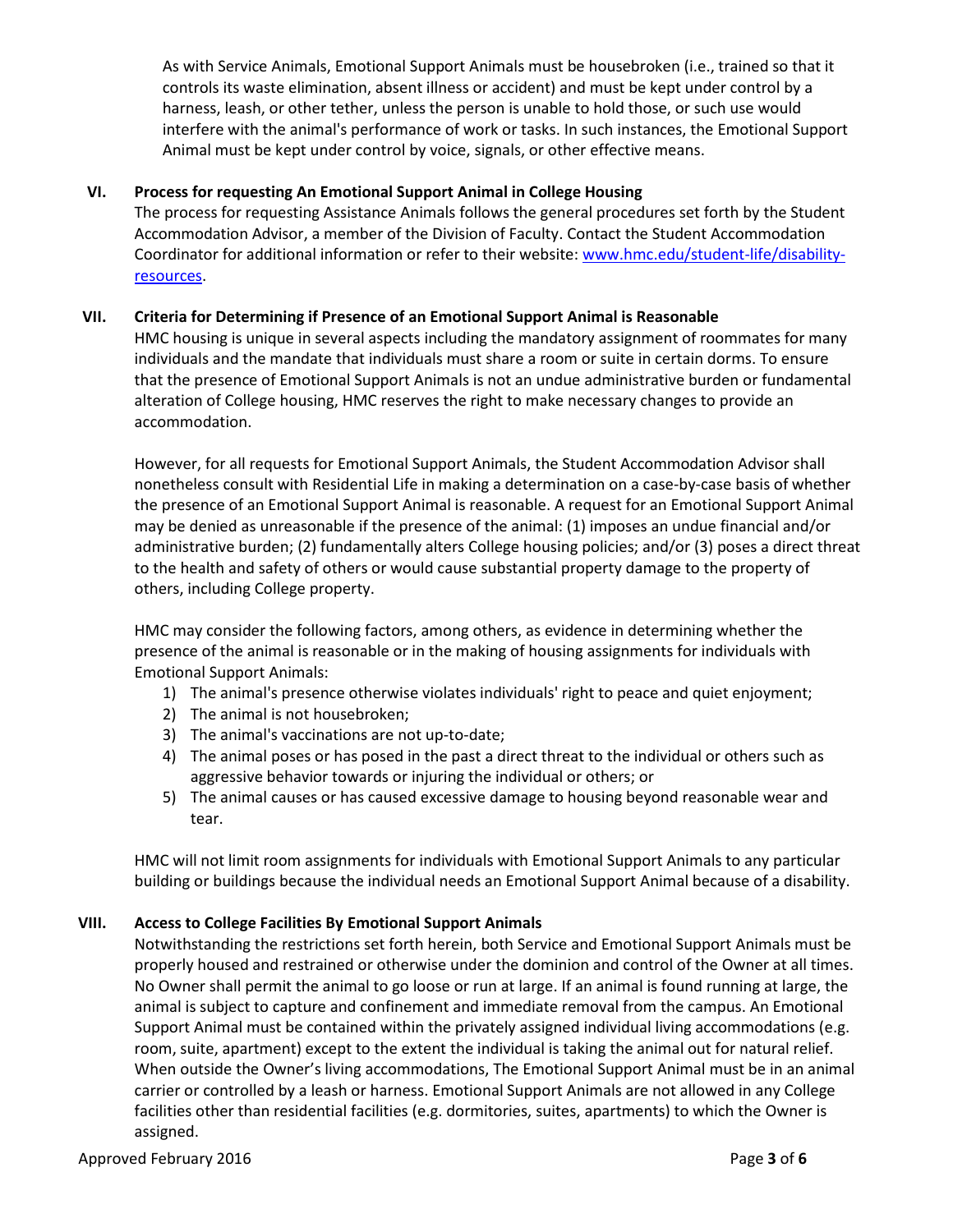As with Service Animals, Emotional Support Animals must be housebroken (i.e., trained so that it controls its waste elimination, absent illness or accident) and must be kept under control by a harness, leash, or other tether, unless the person is unable to hold those, or such use would interfere with the animal's performance of work or tasks. In such instances, the Emotional Support Animal must be kept under control by voice, signals, or other effective means.

## VI. Process for requesting An Emotional Support Animal in College Housing

The process for requesting Assistance Animals follows the general procedures set forth by the Student Accommodation Advisor, a member of the Division of Faculty. Contact the Student Accommodation Coordinator for additional information or refer to their website: [www.hmc.edu/student-life/disability-resources](www.hmc.edu/student-life/disability-resources).

## VII. Criteria for Determining if Presence of an Emotional Support Animal is Reasonable

HMC housing is unique in several aspects including the mandatory assignment of roommates for many individuals and the mandate that individuals must share a room or suite in certain dorms. To ensure that the presence of Emotional Support Animals is not an undue administrative burden or fundamental alteration of College housing, HMC reserves the right to make necessary changes to provide an accommodation.

However, for all requests for Emotional Support Animals, the Student Accommodation Advisor shall nonetheless consult with Residential Life in making a determination on a case-by-case basis of whether the presence of an Emotional Support Animal is reasonable. A request for an Emotional Support Animal may be denied as unreasonable if the presence of the animal: (1) imposes an undue financial and/or administrative burden; (2) fundamentally alters College housing policies; and/or (3) poses a direct threat to the health and safety of others or would cause substantial property damage to the property of others, including College property.

HMC may consider the following factors, among others, as evidence in determining whether the presence of the animal is reasonable or in the making of housing assignments for individuals with Emotional Support Animals:

1) The animal's presence otherwise violates individuals' right to peace and quiet enjoyment;
2) The animal is not housebroken;
3) The animal's vaccinations are not up-to-date;
4) The animal poses or has posed in the past a direct threat to the individual or others such as aggressive behavior towards or injuring the individual or others; or
5) The animal causes or has caused excessive damage to housing beyond reasonable wear and tear.

HMC will not limit room assignments for individuals with Emotional Support Animals to any particular building or buildings because the individual needs an Emotional Support Animal because of a disability.

## VIII. Access to College Facilities By Emotional Support Animals

Notwithstanding the restrictions set forth herein, both Service and Emotional Support Animals must be properly housed and restrained or otherwise under the dominion and control of the Owner at all times. No Owner shall permit the animal to go loose or run at large. If an animal is found running at large, the animal is subject to capture and confinement and immediate removal from the campus. An Emotional Support Animal must be contained within the privately assigned individual living accommodations (e.g. room, suite, apartment) except to the extent the individual is taking the animal out for natural relief. When outside the Owner's living accommodations, The Emotional Support Animal must be in an animal carrier or controlled by a leash or harness. Emotional Support Animals are not allowed in any College facilities other than residential facilities (e.g. dormitories, suites, apartments) to which the Owner is assigned.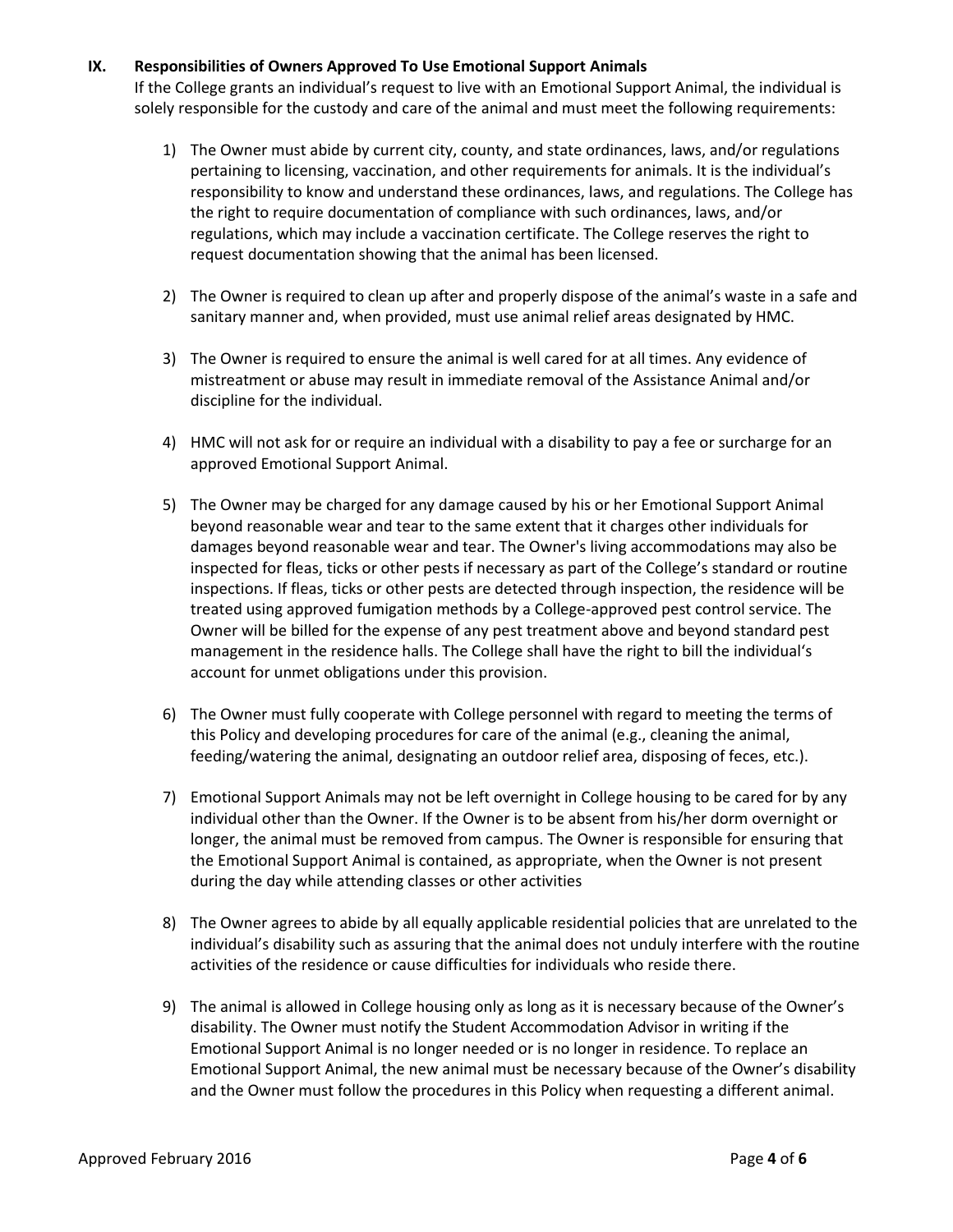## IX. Responsibilities of Owners Approved To Use Emotional Support Animals

If the College grants an individual's request to live with an Emotional Support Animal, the individual is solely responsible for the custody and care of the animal and must meet the following requirements:

1) The Owner must abide by current city, county, and state ordinances, laws, and/or regulations pertaining to licensing, vaccination, and other requirements for animals. It is the individual's responsibility to know and understand these ordinances, laws, and regulations. The College has the right to require documentation of compliance with such ordinances, laws, and/or regulations, which may include a vaccination certificate. The College reserves the right to request documentation showing that the animal has been licensed.

2) The Owner is required to clean up after and properly dispose of the animal's waste in a safe and sanitary manner and, when provided, must use animal relief areas designated by HMC.

3) The Owner is required to ensure the animal is well cared for at all times. Any evidence of mistreatment or abuse may result in immediate removal of the Assistance Animal and/or discipline for the individual.

4) HMC will not ask for or require an individual with a disability to pay a fee or surcharge for an approved Emotional Support Animal.

5) The Owner may be charged for any damage caused by his or her Emotional Support Animal beyond reasonable wear and tear to the same extent that it charges other individuals for damages beyond reasonable wear and tear. The Owner's living accommodations may also be inspected for fleas, ticks or other pests if necessary as part of the College's standard or routine inspections. If fleas, ticks or other pests are detected through inspection, the residence will be treated using approved fumigation methods by a College-approved pest control service. The Owner will be billed for the expense of any pest treatment above and beyond standard pest management in the residence halls. The College shall have the right to bill the individual's account for unmet obligations under this provision.

6) The Owner must fully cooperate with College personnel with regard to meeting the terms of this Policy and developing procedures for care of the animal (e.g., cleaning the animal, feeding/watering the animal, designating an outdoor relief area, disposing of feces, etc.).

7) Emotional Support Animals may not be left overnight in College housing to be cared for by any individual other than the Owner. If the Owner is to be absent from his/her dorm overnight or longer, the animal must be removed from campus. The Owner is responsible for ensuring that the Emotional Support Animal is contained, as appropriate, when the Owner is not present during the day while attending classes or other activities

8) The Owner agrees to abide by all equally applicable residential policies that are unrelated to the individual's disability such as assuring that the animal does not unduly interfere with the routine activities of the residence or cause difficulties for individuals who reside there.

9) The animal is allowed in College housing only as long as it is necessary because of the Owner's disability. The Owner must notify the Student Accommodation Advisor in writing if the Emotional Support Animal is no longer needed or is no longer in residence. To replace an Emotional Support Animal, the new animal must be necessary because of the Owner's disability and the Owner must follow the procedures in this Policy when requesting a different animal.

Approved February 2016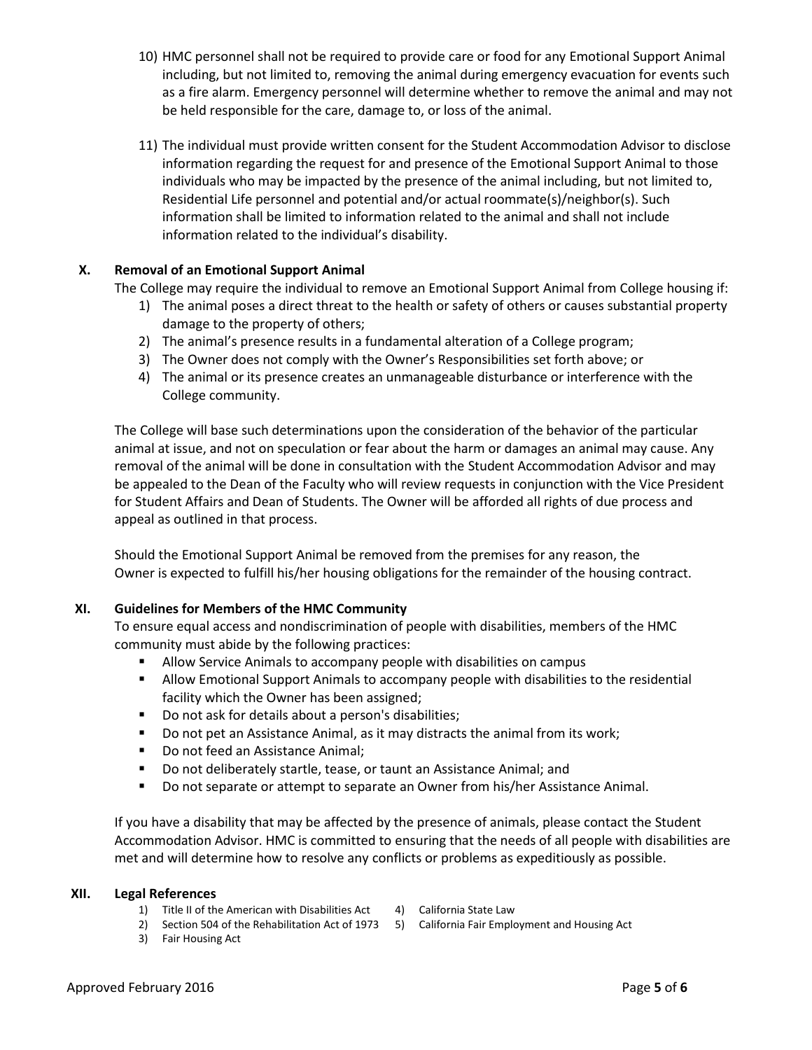10) HMC personnel shall not be required to provide care or food for any Emotional Support Animal including, but not limited to, removing the animal during emergency evacuation for events such as a fire alarm. Emergency personnel will determine whether to remove the animal and may not be held responsible for the care, damage to, or loss of the animal.

11) The individual must provide written consent for the Student Accommodation Advisor to disclose information regarding the request for and presence of the Emotional Support Animal to those individuals who may be impacted by the presence of the animal including, but not limited to, Residential Life personnel and potential and/or actual roommate(s)/neighbor(s). Such information shall be limited to information related to the animal and shall not include information related to the individual's disability.

## X. Removal of an Emotional Support Animal

The College may require the individual to remove an Emotional Support Animal from College housing if:

1) The animal poses a direct threat to the health or safety of others or causes substantial property damage to the property of others;
2) The animal's presence results in a fundamental alteration of a College program;
3) The Owner does not comply with the Owner's Responsibilities set forth above; or
4) The animal or its presence creates an unmanageable disturbance or interference with the College community.

The College will base such determinations upon the consideration of the behavior of the particular animal at issue, and not on speculation or fear about the harm or damages an animal may cause. Any removal of the animal will be done in consultation with the Student Accommodation Advisor and may be appealed to the Dean of the Faculty who will review requests in conjunction with the Vice President for Student Affairs and Dean of Students. The Owner will be afforded all rights of due process and appeal as outlined in that process.

Should the Emotional Support Animal be removed from the premises for any reason, the Owner is expected to fulfill his/her housing obligations for the remainder of the housing contract.

## XI. Guidelines for Members of the HMC Community

To ensure equal access and nondiscrimination of people with disabilities, members of the HMC community must abide by the following practices:

- Allow Service Animals to accompany people with disabilities on campus
- Allow Emotional Support Animals to accompany people with disabilities to the residential facility which the Owner has been assigned;
- Do not ask for details about a person's disabilities;
- Do not pet an Assistance Animal, as it may distracts the animal from its work;
- Do not feed an Assistance Animal;
- Do not deliberately startle, tease, or taunt an Assistance Animal; and
- Do not separate or attempt to separate an Owner from his/her Assistance Animal.

If you have a disability that may be affected by the presence of animals, please contact the Student Accommodation Advisor. HMC is committed to ensuring that the needs of all people with disabilities are met and will determine how to resolve any conflicts or problems as expeditiously as possible.

## XII. Legal References

1) Title II of the American with Disabilities Act
2) Section 504 of the Rehabilitation Act of 1973
3) Fair Housing Act
4) California State Law
5) California Fair Employment and Housing Act

Approved February 2016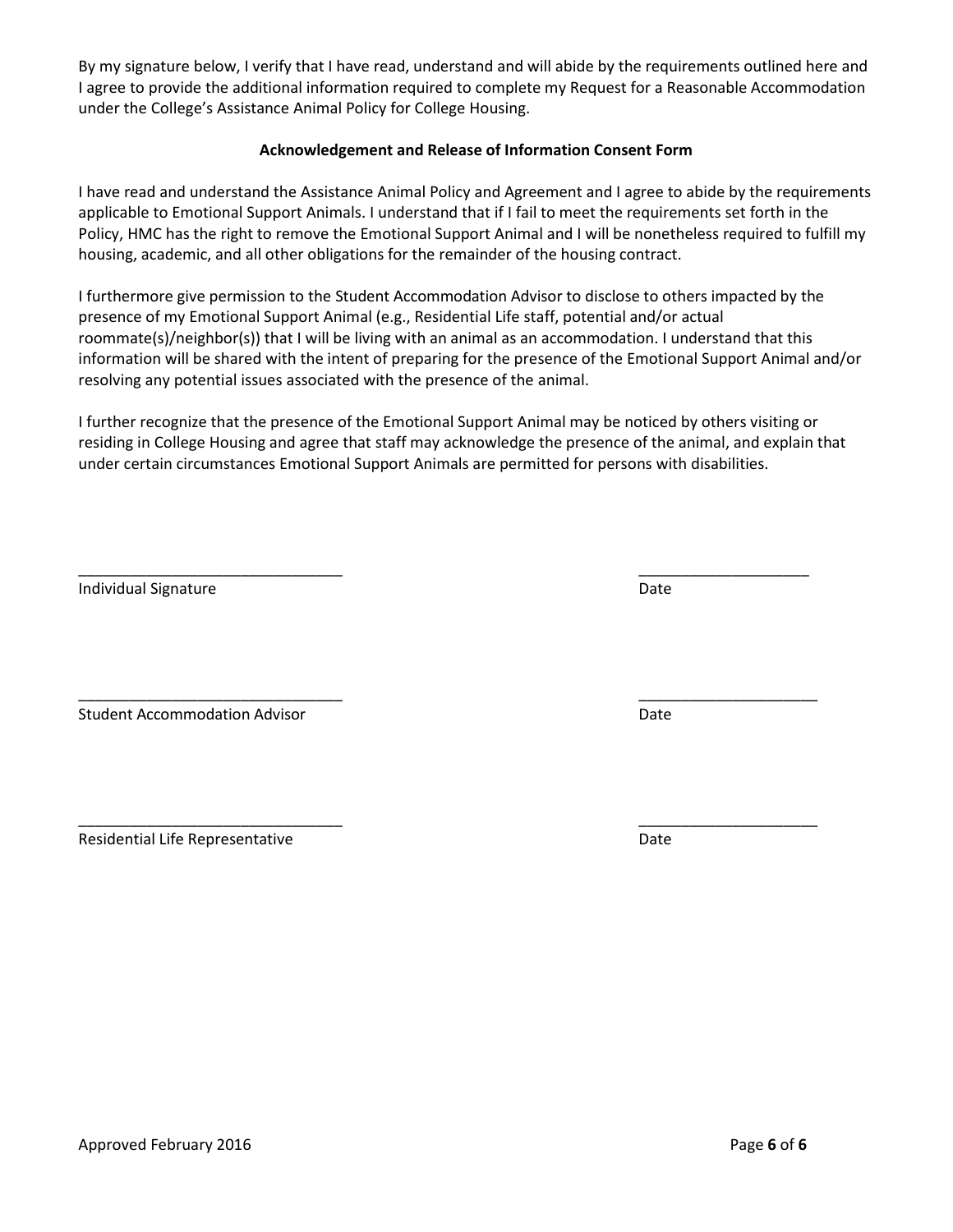By my signature below, I verify that I have read, understand and will abide by the requirements outlined here and I agree to provide the additional information required to complete my Request for a Reasonable Accommodation under the College's Assistance Animal Policy for College Housing.

**Acknowledgement and Release of Information Consent Form**

I have read and understand the Assistance Animal Policy and Agreement and I agree to abide by the requirements applicable to Emotional Support Animals. I understand that if I fail to meet the requirements set forth in the Policy, HMC has the right to remove the Emotional Support Animal and I will be nonetheless required to fulfill my housing, academic, and all other obligations for the remainder of the housing contract.

I furthermore give permission to the Student Accommodation Advisor to disclose to others impacted by the presence of my Emotional Support Animal (e.g., Residential Life staff, potential and/or actual roommate(s)/neighbor(s)) that I will be living with an animal as an accommodation. I understand that this information will be shared with the intent of preparing for the presence of the Emotional Support Animal and/or resolving any potential issues associated with the presence of the animal.

I further recognize that the presence of the Emotional Support Animal may be noticed by others visiting or residing in College Housing and agree that staff may acknowledge the presence of the animal, and explain that under certain circumstances Emotional Support Animals are permitted for persons with disabilities.

_______________________________ ____________________

Individual Signature Date

_______________________________ ____________________

Student Accommodation Advisor Date

_______________________________ ____________________

Residential Life Representative Date

Approved February 2016